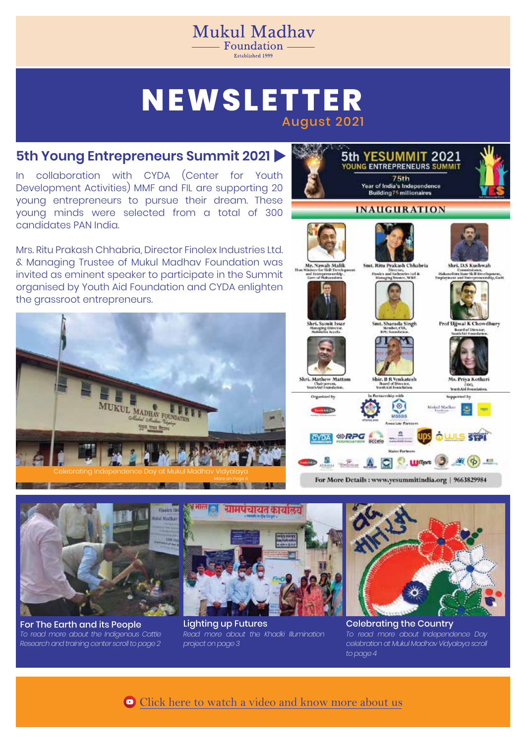Mukul Madhav
Foundation
Established 1999

# NEWSLETTER
August 2021

## 5th Young Entrepreneurs Summit 2021

In collaboration with CYDA (Center for Youth Development Activities) MMF and FIL are supporting 20 young entrepreneurs to pursue their dream. These young minds were selected from a total of 300 candidates PAN India.

Mrs. Ritu Prakash Chhabria, Director Finolex Industries Ltd. & Managing Trustee of Mukul Madhav Foundation was invited as eminent speaker to participate in the Summit organised by Youth Aid Foundation and CYDA enlighten the grassroot entrepreneurs.

Celebrating Independence Day at Mukul Madhav Vidyalaya
More on Page 4

5th YESUMMIT 2021
YOUNG ENTREPRENEURS SUMMIT
75th
Year of India's Independence
Building 75 millionaires

INAUGURATION

Mr. Nawab Malik, Hon Minister for Skill Development and Entrepreneurship, Govt of Maharashtra
Smt. Ritu Prakash Chhabria, Director, Finolex and Industries Ltd & Managing Trustee, MMF
Shri. D.S Kushwah, Commissioner, Maharashtra State Skill Development, Employment and Entrepreneurship, GoM
Shri. Sumit Issar, Managing Director, Mahindra Accelo
Smt. Sharada Singh, Member, CSR, RPG Foundation
Prof Ujjwal K Chowdhury, Board of Director, YouthAid Foundation
Shri. Mathew Mattam, Chairperson, YouthAid Foundation
Shir. B R Venkatesh, Board of Director, YouthAid Foundation
Ms. Priya Kothari, COO, YouthAid Foundation

Organised by | In Partnership with | Supported by
Associate Partners
States Partners

For More Details : www.yesummitindia.org | 9663829984

### For The Earth and its People
*To read more about the Indigenous Cattle Research and training center scroll to page 2*

### Lighting up Futures
*Read more about the Khadki Illumination project on page 3*

### Celebrating the Country
*To read more about Independence Day celebration at Mukul Madhav Vidyalaya scroll to page 4*

Click here to watch a video and know more about us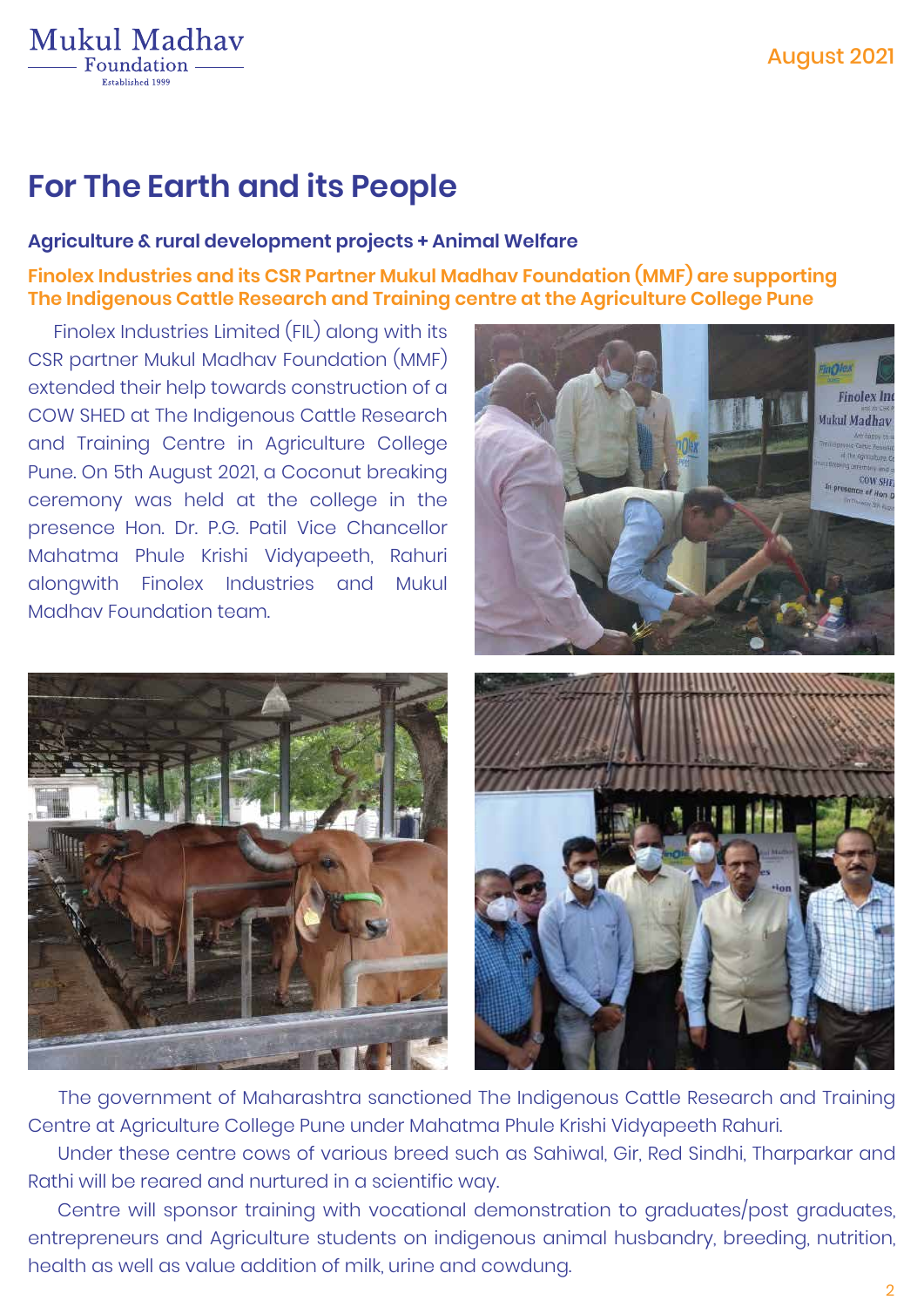# For The Earth and its People

### Agriculture & rural development projects + Animal Welfare

**Finolex Industries and its CSR Partner Mukul Madhav Foundation (MMF) are supporting The Indigenous Cattle Research and Training centre at the Agriculture College Pune**

Finolex Industries Limited (FIL) along with its CSR partner Mukul Madhav Foundation (MMF) extended their help towards construction of a COW SHED at The Indigenous Cattle Research and Training Centre in Agriculture College Pune. On 5th August 2021, a Coconut breaking ceremony was held at the college in the presence Hon. Dr. P.G. Patil Vice Chancellor Mahatma Phule Krishi Vidyapeeth, Rahuri alongwith Finolex Industries and Mukul Madhav Foundation team.

The government of Maharashtra sanctioned The Indigenous Cattle Research and Training Centre at Agriculture College Pune under Mahatma Phule Krishi Vidyapeeth Rahuri.

Under these centre cows of various breed such as Sahiwal, Gir, Red Sindhi, Tharparkar and Rathi will be reared and nurtured in a scientific way.

Centre will sponsor training with vocational demonstration to graduates/post graduates, entrepreneurs and Agriculture students on indigenous animal husbandry, breeding, nutrition, health as well as value addition of milk, urine and cowdung.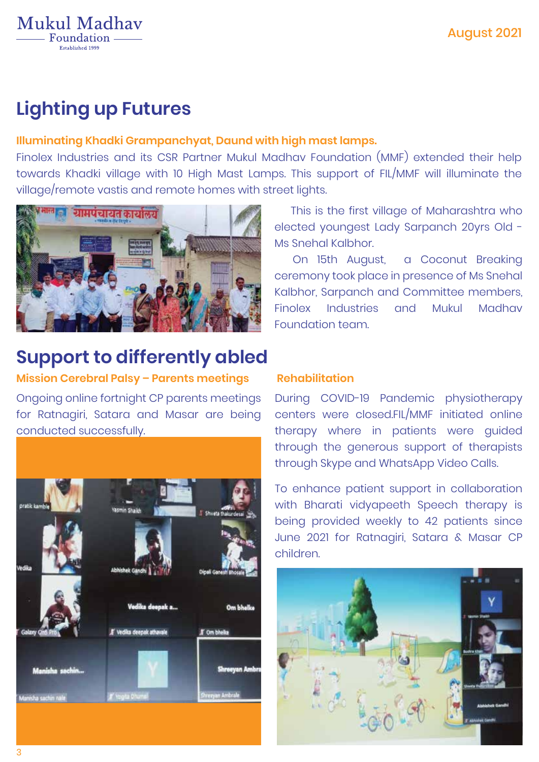# Lighting up Futures

**Illuminating Khadki Grampanchyat, Daund with high mast lamps.**

Finolex Industries and its CSR Partner Mukul Madhav Foundation (MMF) extended their help towards Khadki village with 10 High Mast Lamps. This support of FIL/MMF will illuminate the village/remote vastis and remote homes with street lights.

This is the first village of Maharashtra who elected youngest Lady Sarpanch 20yrs Old - Ms Snehal Kalbhor.

On 15th August, a Coconut Breaking ceremony took place in presence of Ms Snehal Kalbhor, Sarpanch and Committee members, Finolex Industries and Mukul Madhav Foundation team.

# Support to differently abled

**Mission Cerebral Palsy – Parents meetings**

Ongoing online fortnight CP parents meetings for Ratnagiri, Satara and Masar are being conducted successfully.

**Rehabilitation**

During COVID-19 Pandemic physiotherapy centers were closed.FIL/MMF initiated online therapy where in patients were guided through the generous support of therapists through Skype and WhatsApp Video Calls.

To enhance patient support in collaboration with Bharati vidyapeeth Speech therapy is being provided weekly to 42 patients since June 2021 for Ratnagiri, Satara & Masar CP children.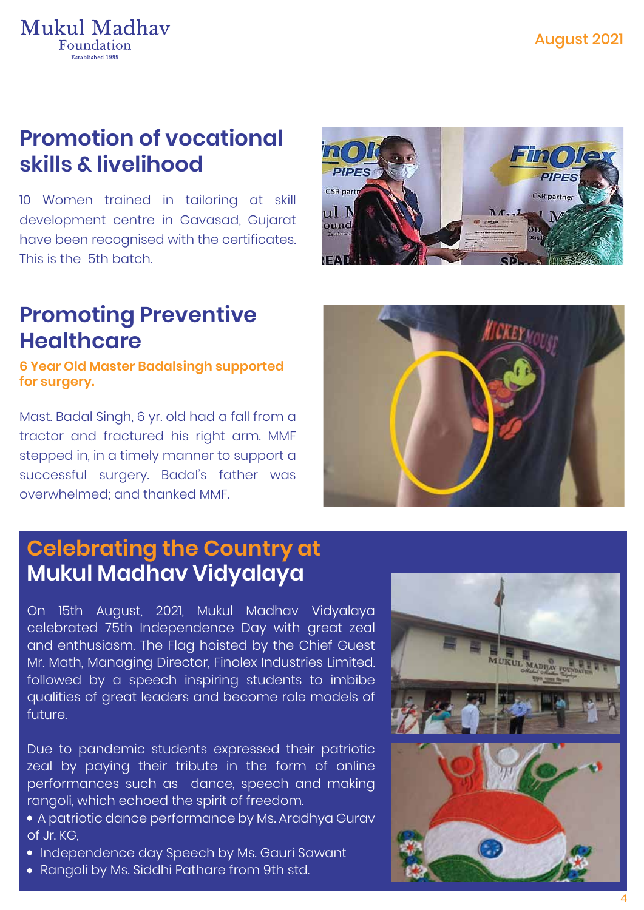## Promotion of vocational skills & livelihood

10 Women trained in tailoring at skill development centre in Gavasad, Gujarat have been recognised with the certificates. This is the 5th batch.

## Promoting Preventive Healthcare

**6 Year Old Master Badalsingh supported for surgery.**

Mast. Badal Singh, 6 yr. old had a fall from a tractor and fractured his right arm. MMF stepped in, in a timely manner to support a successful surgery. Badal's father was overwhelmed; and thanked MMF.

## Celebrating the Country at Mukul Madhav Vidyalaya

On 15th August, 2021, Mukul Madhav Vidyalaya celebrated 75th Independence Day with great zeal and enthusiasm. The Flag hoisted by the Chief Guest Mr. Math, Managing Director, Finolex Industries Limited. followed by a speech inspiring students to imbibe qualities of great leaders and become role models of future.

Due to pandemic students expressed their patriotic zeal by paying their tribute in the form of online performances such as dance, speech and making rangoli, which echoed the spirit of freedom.

- A patriotic dance performance by Ms. Aradhya Gurav of Jr. KG,
- Independence day Speech by Ms. Gauri Sawant
- Rangoli by Ms. Siddhi Pathare from 9th std.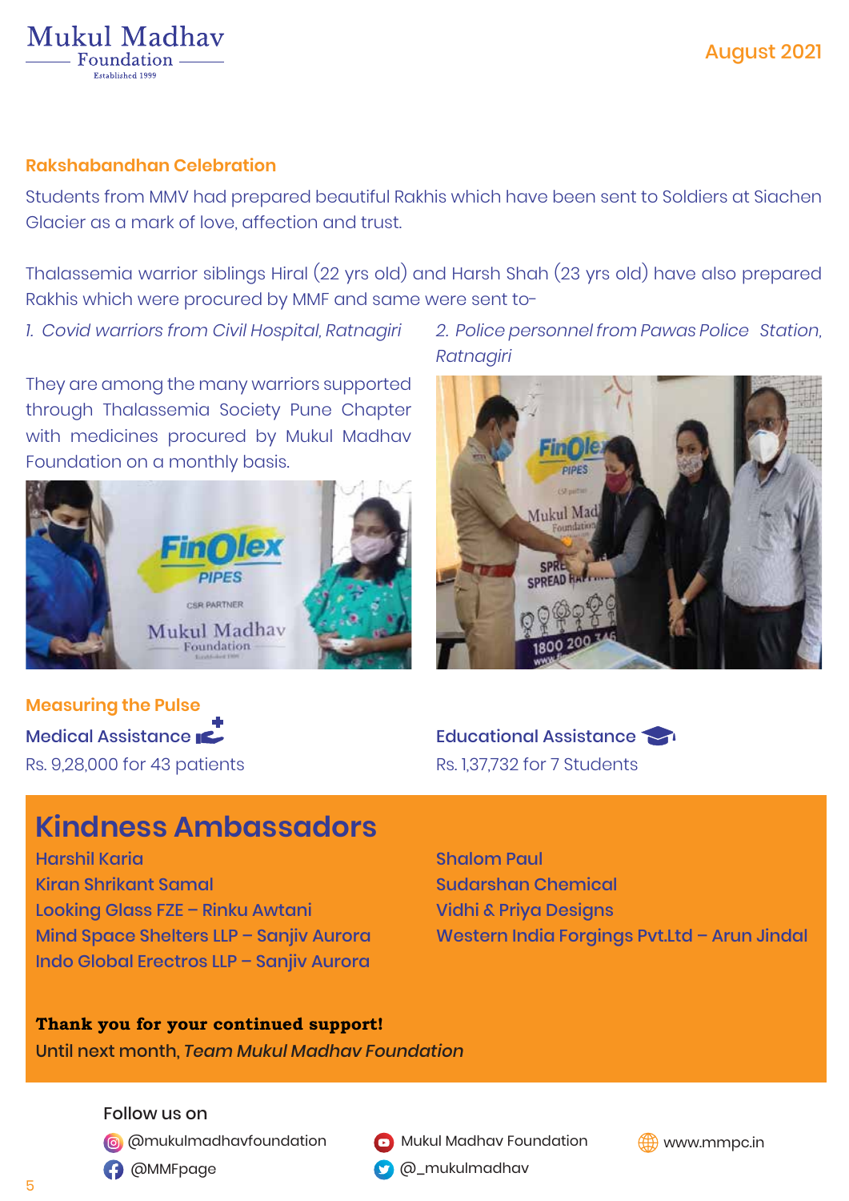Mukul Madhav Foundation
Established 1999

August 2021

## Rakshabandhan Celebration

Students from MMV had prepared beautiful Rakhis which have been sent to Soldiers at Siachen Glacier as a mark of love, affection and trust.

Thalassemia warrior siblings Hiral (22 yrs old) and Harsh Shah (23 yrs old) have also prepared Rakhis which were procured by MMF and same were sent to-

1. *Covid warriors from Civil Hospital, Ratnagiri*
2. *Police personnel from Pawas Police Station, Ratnagiri*

They are among the many warriors supported through Thalassemia Society Pune Chapter with medicines procured by Mukul Madhav Foundation on a monthly basis.

## Measuring the Pulse

### Medical Assistance

Rs. 9,28,000 for 43 patients

### Educational Assistance

Rs. 1,37,732 for 7 Students

# Kindness Ambassadors

- Harshil Karia
- Kiran Shrikant Samal
- Looking Glass FZE – Rinku Awtani
- Mind Space Shelters LLP – Sanjiv Aurora
- Indo Global Erectros LLP – Sanjiv Aurora
- Shalom Paul
- Sudarshan Chemical
- Vidhi & Priya Designs
- Western India Forgings Pvt.Ltd – Arun Jindal

**Thank you for your continued support!**

Until next month, *Team Mukul Madhav Foundation*

Follow us on

@mukulmadhavfoundation

@MMFpage

Mukul Madhav Foundation

@_mukulmadhav

www.mmpc.in